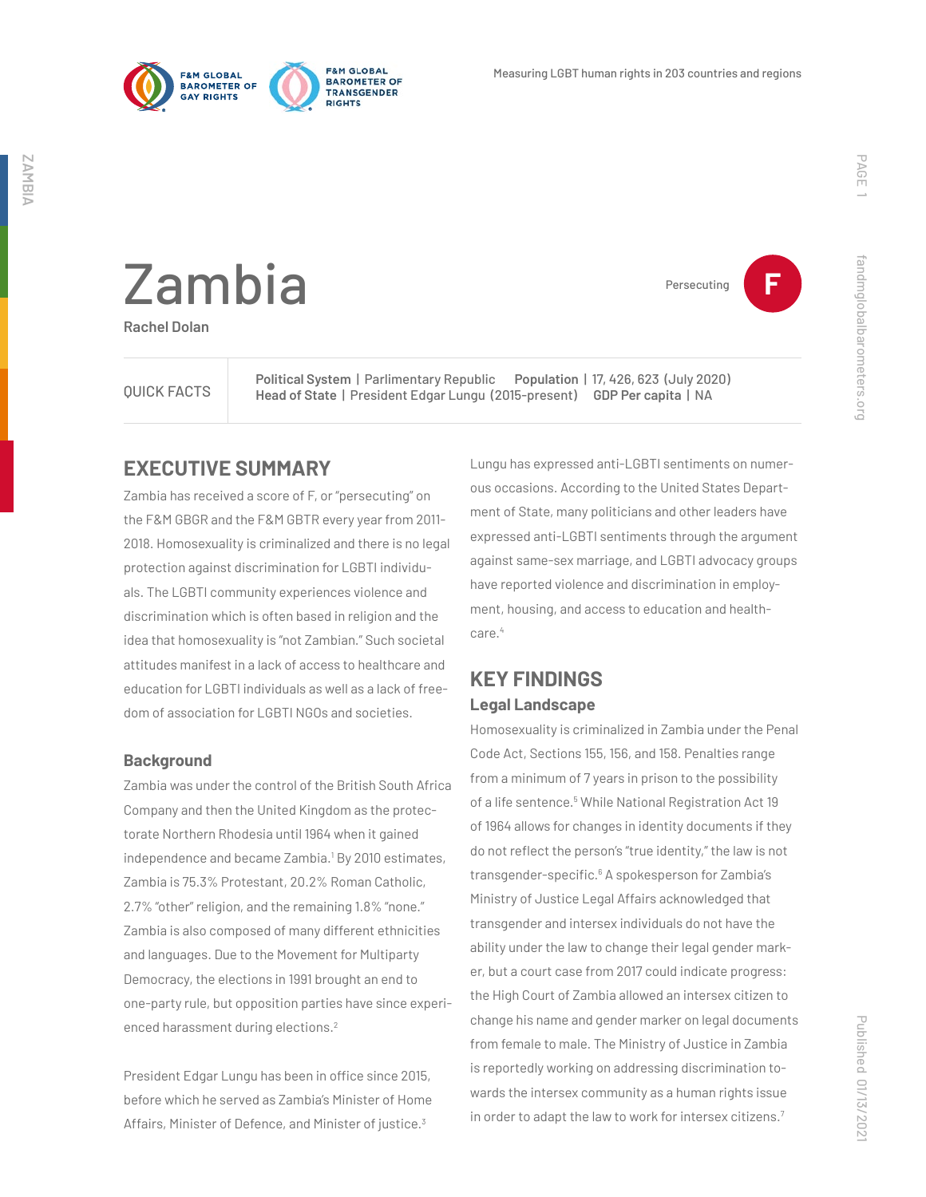Measuring LGBT human rights in 203 countries and regions

# Zambia

**Rachel Dolan**

Persecuting **F**

| QUICK FACTS | |
|---|---|
| **Political System** \| Parlimentary Republic | **Population** \| 17, 426, 623 (July 2020) |
| **Head of State** \| President Edgar Lungu (2015-present) | **GDP Per capita** \| NA |

## EXECUTIVE SUMMARY

Zambia has received a score of F, or "persecuting" on the F&M GBGR and the F&M GBTR every year from 2011-2018. Homosexuality is criminalized and there is no legal protection against discrimination for LGBTI individuals. The LGBTI community experiences violence and discrimination which is often based in religion and the idea that homosexuality is "not Zambian." Such societal attitudes manifest in a lack of access to healthcare and education for LGBTI individuals as well as a lack of freedom of association for LGBTI NGOs and societies.

### Background

Zambia was under the control of the British South Africa Company and then the United Kingdom as the protectorate Northern Rhodesia until 1964 when it gained independence and became Zambia.[1] By 2010 estimates, Zambia is 75.3% Protestant, 20.2% Roman Catholic, 2.7% "other" religion, and the remaining 1.8% "none." Zambia is also composed of many different ethnicities and languages. Due to the Movement for Multiparty Democracy, the elections in 1991 brought an end to one-party rule, but opposition parties have since experienced harassment during elections.[2]

President Edgar Lungu has been in office since 2015, before which he served as Zambia's Minister of Home Affairs, Minister of Defence, and Minister of justice.[3] Lungu has expressed anti-LGBTI sentiments on numerous occasions. According to the United States Department of State, many politicians and other leaders have expressed anti-LGBTI sentiments through the argument against same-sex marriage, and LGBTI advocacy groups have reported violence and discrimination in employment, housing, and access to education and healthcare.[4]

## KEY FINDINGS

### Legal Landscape

Homosexuality is criminalized in Zambia under the Penal Code Act, Sections 155, 156, and 158. Penalties range from a minimum of 7 years in prison to the possibility of a life sentence.[5] While National Registration Act 19 of 1964 allows for changes in identity documents if they do not reflect the person's "true identity," the law is not transgender-specific.[6] A spokesperson for Zambia's Ministry of Justice Legal Affairs acknowledged that transgender and intersex individuals do not have the ability under the law to change their legal gender marker, but a court case from 2017 could indicate progress: the High Court of Zambia allowed an intersex citizen to change his name and gender marker on legal documents from female to male. The Ministry of Justice in Zambia is reportedly working on addressing discrimination towards the intersex community as a human rights issue in order to adapt the law to work for intersex citizens.[7]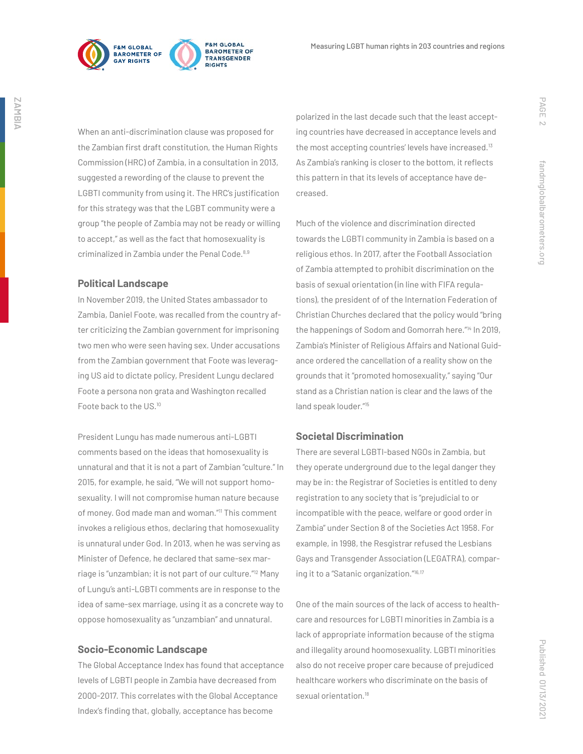When an anti-discrimination clause was proposed for the Zambian first draft constitution, the Human Rights Commission (HRC) of Zambia, in a consultation in 2013, suggested a rewording of the clause to prevent the LGBTI community from using it. The HRC's justification for this strategy was that the LGBT community were a group "the people of Zambia may not be ready or willing to accept," as well as the fact that homosexuality is criminalized in Zambia under the Penal Code.[8,9]

## Political Landscape

In November 2019, the United States ambassador to Zambia, Daniel Foote, was recalled from the country after criticizing the Zambian government for imprisoning two men who were seen having sex. Under accusations from the Zambian government that Foote was leveraging US aid to dictate policy, President Lungu declared Foote a persona non grata and Washington recalled Foote back to the US.[10]

President Lungu has made numerous anti-LGBTI comments based on the ideas that homosexuality is unnatural and that it is not a part of Zambian "culture." In 2015, for example, he said, "We will not support homosexuality. I will not compromise human nature because of money. God made man and woman."[11] This comment invokes a religious ethos, declaring that homosexuality is unnatural under God. In 2013, when he was serving as Minister of Defence, he declared that same-sex marriage is "unzambian; it is not part of our culture."[12] Many of Lungu's anti-LGBTI comments are in response to the idea of same-sex marriage, using it as a concrete way to oppose homosexuality as "unzambian" and unnatural.

## Socio-Economic Landscape

The Global Acceptance Index has found that acceptance levels of LGBTI people in Zambia have decreased from 2000-2017. This correlates with the Global Acceptance Index's finding that, globally, acceptance has become polarized in the last decade such that the least accepting countries have decreased in acceptance levels and the most accepting countries' levels have increased.[13] As Zambia's ranking is closer to the bottom, it reflects this pattern in that its levels of acceptance have decreased.

Much of the violence and discrimination directed towards the LGBTI community in Zambia is based on a religious ethos. In 2017, after the Football Association of Zambia attempted to prohibit discrimination on the basis of sexual orientation (in line with FIFA regulations), the president of of the International Federation of Christian Churches declared that the policy would "bring the happenings of Sodom and Gomorrah here."[14] In 2019, Zambia's Minister of Religious Affairs and National Guidance ordered the cancellation of a reality show on the grounds that it "promoted homosexuality," saying "Our stand as a Christian nation is clear and the laws of the land speak louder."[15]

## Societal Discrimination

There are several LGBTI-based NGOs in Zambia, but they operate underground due to the legal danger they may be in: the Registrar of Societies is entitled to deny registration to any society that is "prejudicial to or incompatible with the peace, welfare or good order in Zambia" under Section 8 of the Societies Act 1958. For example, in 1998, the Resgistrar refused the Lesbians Gays and Transgender Association (LEGATRA), comparing it to a "Satanic organization."[16,17]

One of the main sources of the lack of access to healthcare and resources for LGBTI minorities in Zambia is a lack of appropriate information because of the stigma and illegality around hoomosexuality. LGBTI minorities also do not receive proper care because of prejudiced healthcare workers who discriminate on the basis of sexual orientation.[18]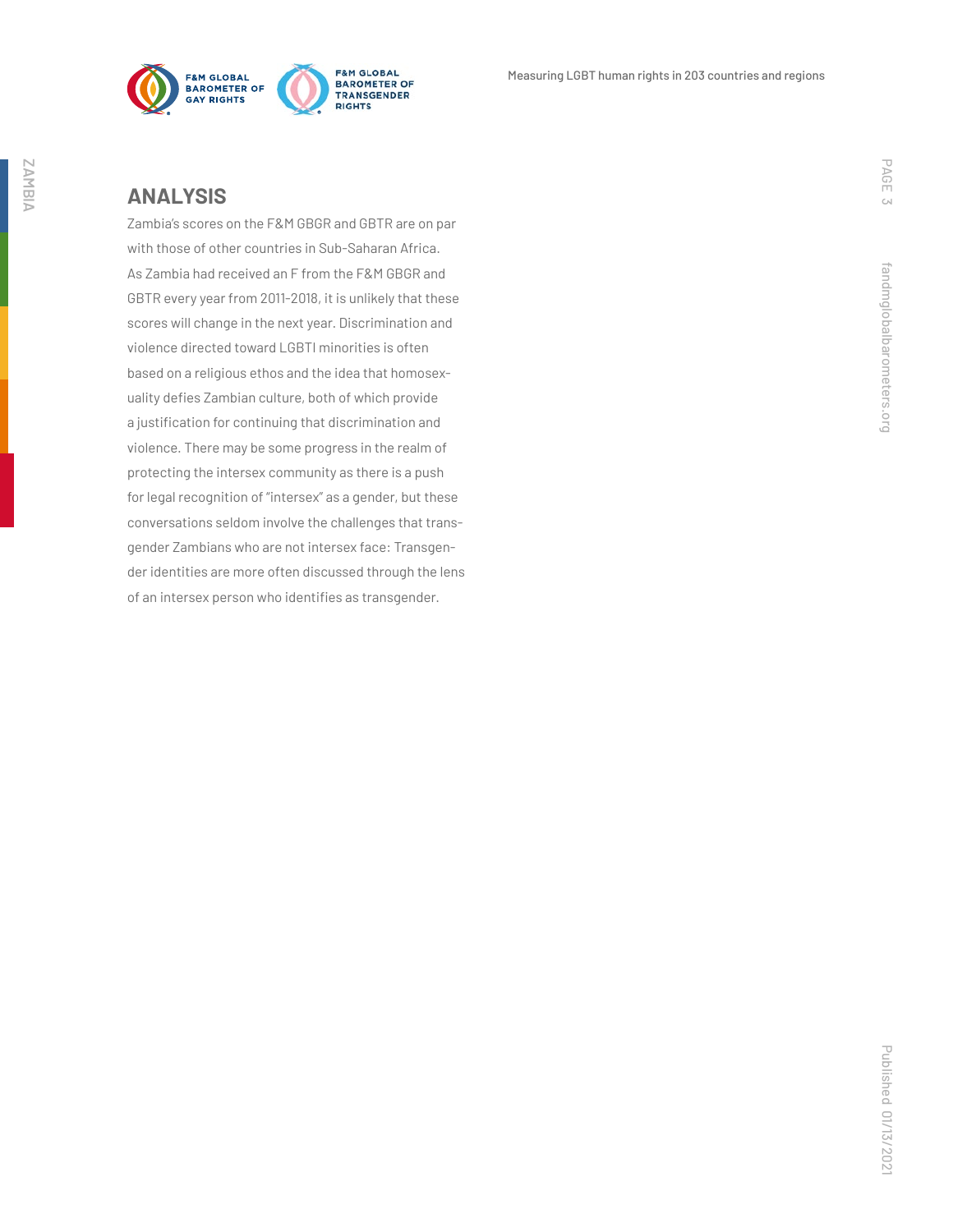## ANALYSIS

Zambia's scores on the F&M GBGR and GBTR are on par with those of other countries in Sub-Saharan Africa. As Zambia had received an F from the F&M GBGR and GBTR every year from 2011–2018, it is unlikely that these scores will change in the next year. Discrimination and violence directed toward LGBTI minorities is often based on a religious ethos and the idea that homosexuality defies Zambian culture, both of which provide a justification for continuing that discrimination and violence. There may be some progress in the realm of protecting the intersex community as there is a push for legal recognition of "intersex" as a gender, but these conversations seldom involve the challenges that transgender Zambians who are not intersex face: Transgender identities are more often discussed through the lens of an intersex person who identifies as transgender.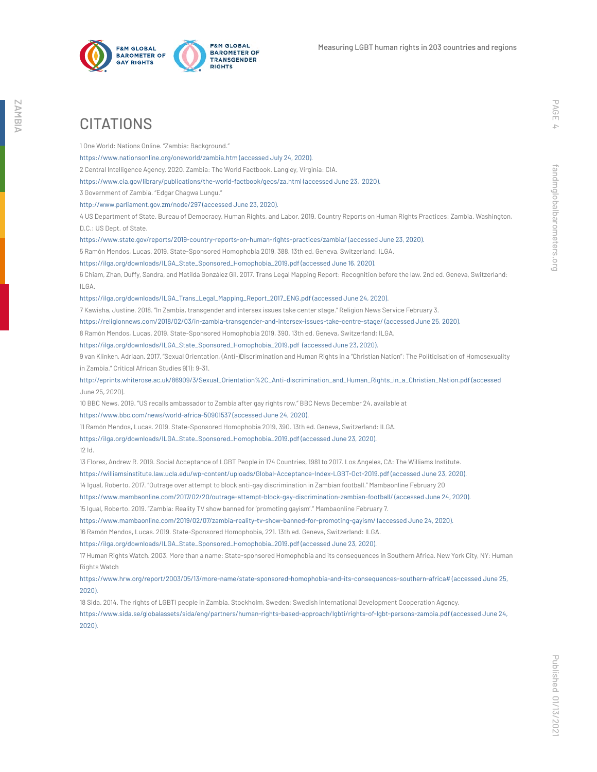# CITATIONS

1 One World: Nations Online. "Zambia: Background."
https://www.nationsonline.org/oneworld/zambia.htm (accessed July 24, 2020).

2 Central Intelligence Agency. 2020. Zambia: The World Factbook. Langley, Virginia: CIA.
https://www.cia.gov/library/publications/the-world-factbook/geos/za.html (accessed June 23, 2020).

3 Government of Zambia. "Edgar Chagwa Lungu."
http://www.parliament.gov.zm/node/297 (accessed June 23, 2020).

4 US Department of State. Bureau of Democracy, Human Rights, and Labor. 2019. Country Reports on Human Rights Practices: Zambia. Washington, D.C.: US Dept. of State.
https://www.state.gov/reports/2019-country-reports-on-human-rights-practices/zambia/ (accessed June 23, 2020).

5 Ramón Mendos, Lucas. 2019. State-Sponsored Homophobia 2019, 388. 13th ed. Geneva, Switzerland: ILGA.
https://ilga.org/downloads/ILGA_State_Sponsored_Homophobia_2019.pdf (accessed June 16, 2020).

6 Chiam, Zhan, Duffy, Sandra, and Matilda González Gil. 2017. Trans Legal Mapping Report: Recognition before the law. 2nd ed. Geneva, Switzerland: ILGA.
https://ilga.org/downloads/ILGA_Trans_Legal_Mapping_Report_2017_ENG.pdf (accessed June 24, 2020).

7 Kawisha, Justine. 2018. "In Zambia, transgender and intersex issues take center stage." Religion News Service February 3.
https://religionnews.com/2018/02/03/in-zambia-transgender-and-intersex-issues-take-centre-stage/ (accessed June 25, 2020).

8 Ramón Mendos, Lucas. 2019. State-Sponsored Homophobia 2019, 390. 13th ed. Geneva, Switzerland: ILGA.
https://ilga.org/downloads/ILGA_State_Sponsored_Homophobia_2019.pdf (accessed June 23, 2020).

9 van Klinken, Adriaan. 2017. "Sexual Orientation, (Anti-)Discrimination and Human Rights in a "Christian Nation": The Politicisation of Homosexuality in Zambia." Critical African Studies 9(1): 9-31.
http://eprints.whiterose.ac.uk/86909/3/Sexual_Orientation%2C_Anti-discrimination_and_Human_Rights_in_a_Christian_Nation.pdf (accessed June 25, 2020).

10 BBC News. 2019. "US recalls ambassador to Zambia after gay rights row." BBC News December 24, available at
https://www.bbc.com/news/world-africa-50901537 (accessed June 24, 2020).

11 Ramón Mendos, Lucas. 2019. State-Sponsored Homophobia 2019, 390. 13th ed. Geneva, Switzerland: ILGA.
https://ilga.org/downloads/ILGA_State_Sponsored_Homophobia_2019.pdf (accessed June 23, 2020).

12 Id.

13 Flores, Andrew R. 2019. Social Acceptance of LGBT People in 174 Countries, 1981 to 2017. Los Angeles, CA: The Williams Institute.
https://williamsinstitute.law.ucla.edu/wp-content/uploads/Global-Acceptance-Index-LGBT-Oct-2019.pdf (accessed June 23, 2020).

14 Igual, Roberto. 2017. "Outrage over attempt to block anti-gay discrimination in Zambian football." Mambaonline February 20
https://www.mambaonline.com/2017/02/20/outrage-attempt-block-gay-discrimination-zambian-football/ (accessed June 24, 2020).

15 Igual, Roberto. 2019. "Zambia: Reality TV show banned for 'promoting gayism'." Mambaonline February 7.
https://www.mambaonline.com/2019/02/07/zambia-reality-tv-show-banned-for-promoting-gayism/ (accessed June 24, 2020).

16 Ramón Mendos, Lucas. 2019. State-Sponsored Homophobia, 221. 13th ed. Geneva, Switzerland: ILGA.
https://ilga.org/downloads/ILGA_State_Sponsored_Homophobia_2019.pdf (accessed June 23, 2020).

17 Human Rights Watch. 2003. More than a name: State-sponsored Homophobia and its consequences in Southern Africa. New York City, NY: Human Rights Watch
https://www.hrw.org/report/2003/05/13/more-name/state-sponsored-homophobia-and-its-consequences-southern-africa# (accessed June 25, 2020).

18 Sida. 2014. The rights of LGBTI people in Zambia. Stockholm, Sweden: Swedish International Development Cooperation Agency.
https://www.sida.se/globalassets/sida/eng/partners/human-rights-based-approach/lgbti/rights-of-lgbt-persons-zambia.pdf (accessed June 24, 2020).